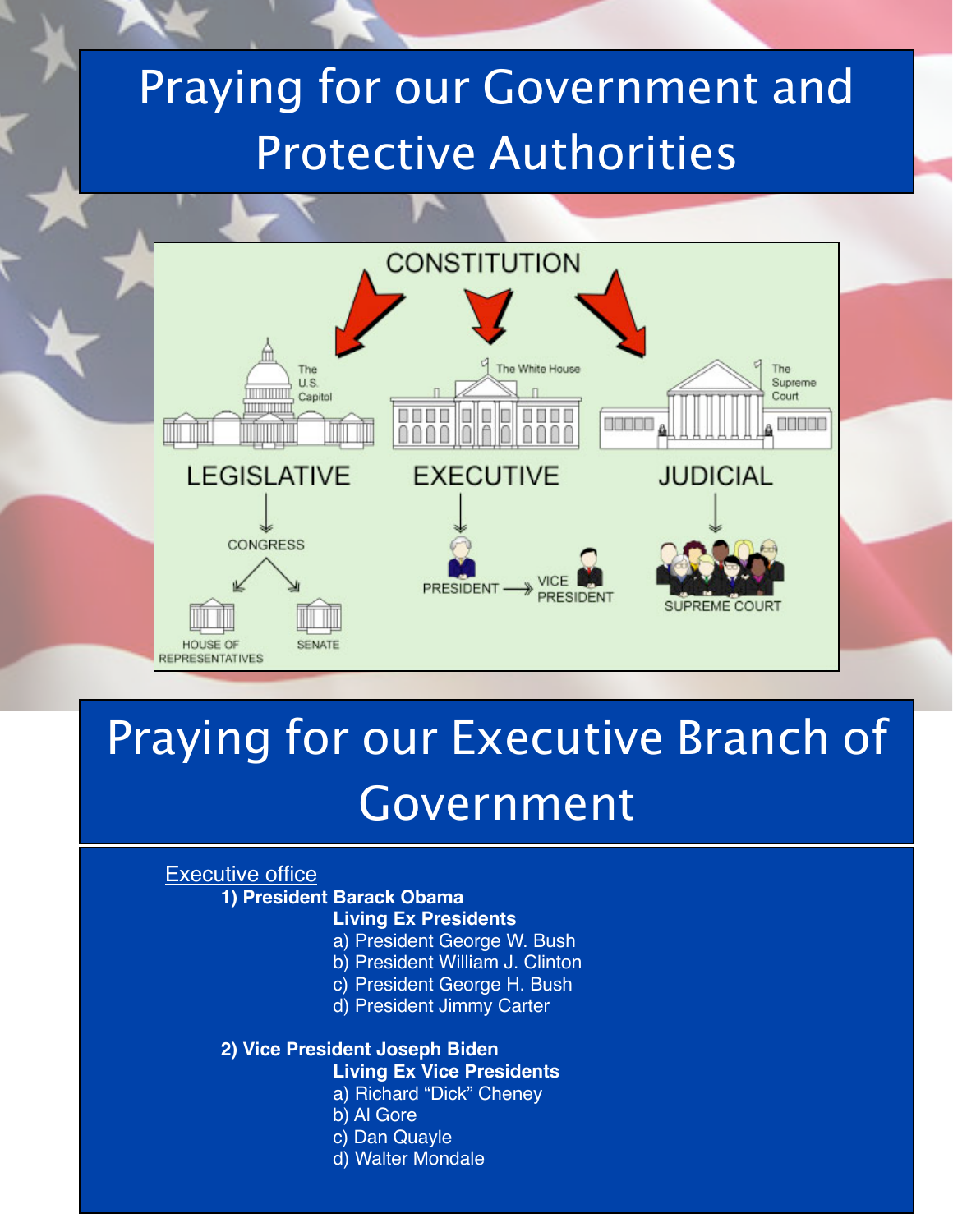# Praying for our Government and Protective Authorities

# Praying for our Executive Branch of Government

<u>Executive office</u>

**1) President Barack Obama**

**Living Ex Presidents**

a) President George W. Bush
b) President William J. Clinton
c) President George H. Bush
d) President Jimmy Carter

**2) Vice President Joseph Biden**

**Living Ex Vice Presidents**

a) Richard "Dick" Cheney
b) Al Gore
c) Dan Quayle
d) Walter Mondale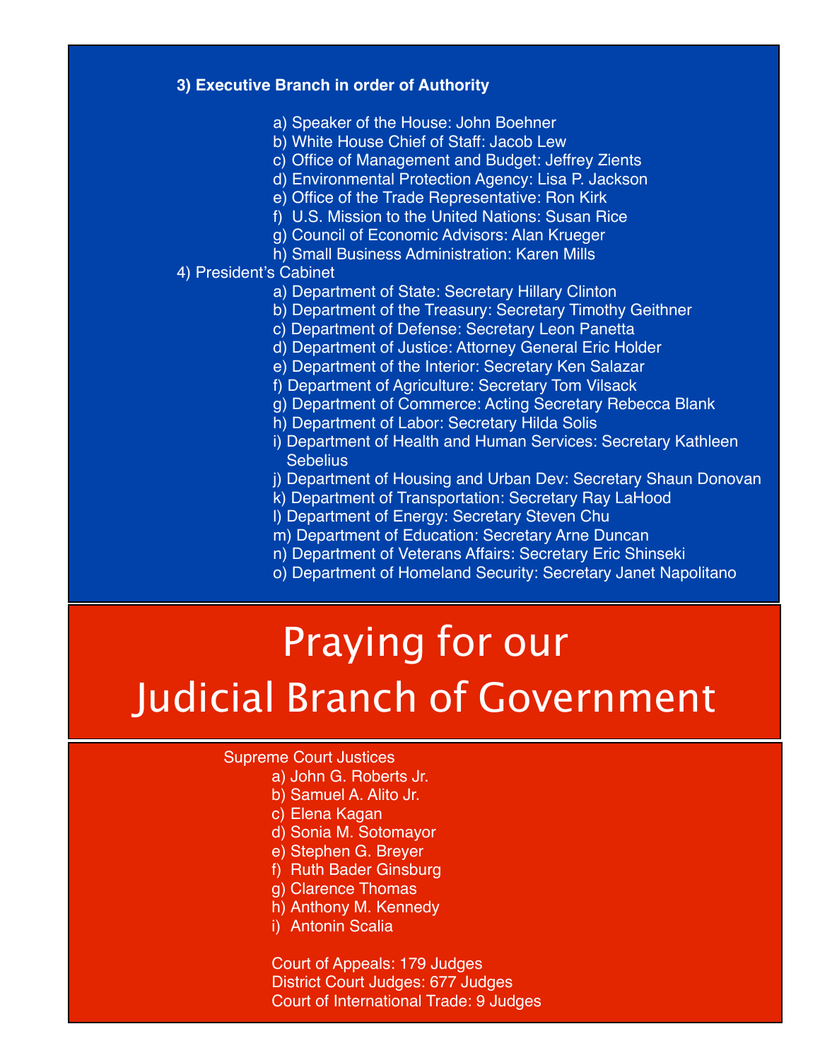**3) Executive Branch in order of Authority**

a) Speaker of the House: John Boehner
b) White House Chief of Staff: Jacob Lew
c) Office of Management and Budget: Jeffrey Zients
d) Environmental Protection Agency: Lisa P. Jackson
e) Office of the Trade Representative: Ron Kirk
f) U.S. Mission to the United Nations: Susan Rice
g) Council of Economic Advisors: Alan Krueger
h) Small Business Administration: Karen Mills

4) President's Cabinet

a) Department of State: Secretary Hillary Clinton
b) Department of the Treasury: Secretary Timothy Geithner
c) Department of Defense: Secretary Leon Panetta
d) Department of Justice: Attorney General Eric Holder
e) Department of the Interior: Secretary Ken Salazar
f) Department of Agriculture: Secretary Tom Vilsack
g) Department of Commerce: Acting Secretary Rebecca Blank
h) Department of Labor: Secretary Hilda Solis
i) Department of Health and Human Services: Secretary Kathleen Sebelius
j) Department of Housing and Urban Dev: Secretary Shaun Donovan
k) Department of Transportation: Secretary Ray LaHood
l) Department of Energy: Secretary Steven Chu
m) Department of Education: Secretary Arne Duncan
n) Department of Veterans Affairs: Secretary Eric Shinseki
o) Department of Homeland Security: Secretary Janet Napolitano

# Praying for our Judicial Branch of Government

Supreme Court Justices

a) John G. Roberts Jr.
b) Samuel A. Alito Jr.
c) Elena Kagan
d) Sonia M. Sotomayor
e) Stephen G. Breyer
f) Ruth Bader Ginsburg
g) Clarence Thomas
h) Anthony M. Kennedy
i) Antonin Scalia

Court of Appeals: 179 Judges
District Court Judges: 677 Judges
Court of International Trade: 9 Judges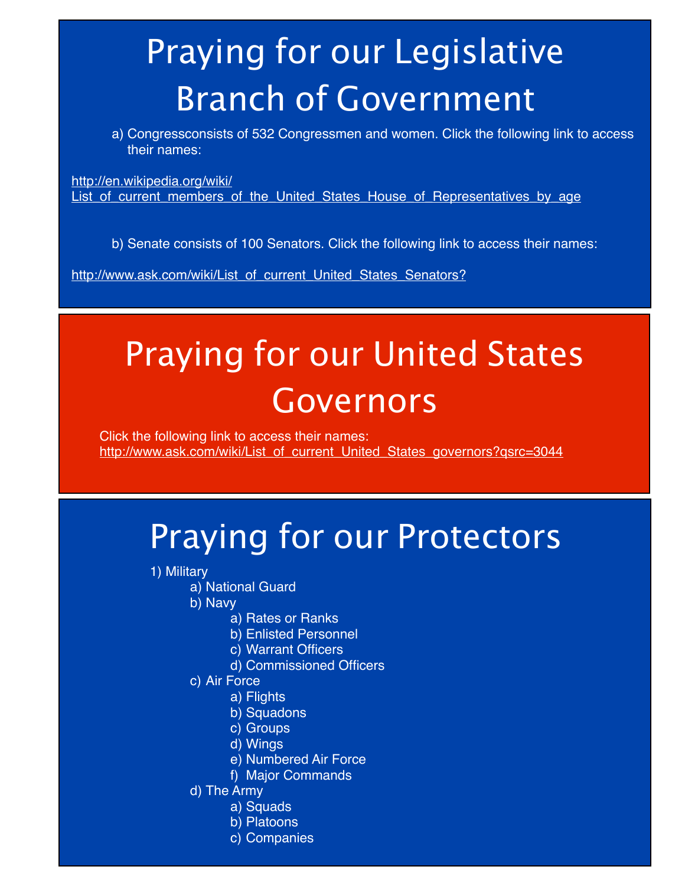# Praying for our Legislative Branch of Government

a) Congressconsists of 532 Congressmen and women. Click the following link to access their names:

http://en.wikipedia.org/wiki/List_of_current_members_of_the_United_States_House_of_Representatives_by_age

b) Senate consists of 100 Senators. Click the following link to access their names:

http://www.ask.com/wiki/List_of_current_United_States_Senators?

# Praying for our United States Governors

Click the following link to access their names:
http://www.ask.com/wiki/List_of_current_United_States_governors?qsrc=3044

# Praying for our Protectors

1) Military
    - a) National Guard
    - b) Navy
        - a) Rates or Ranks
        - b) Enlisted Personnel
        - c) Warrant Officers
        - d) Commissioned Officers
    - c) Air Force
        - a) Flights
        - b) Squadons
        - c) Groups
        - d) Wings
        - e) Numbered Air Force
        - f) Major Commands
    - d) The Army
        - a) Squads
        - b) Platoons
        - c) Companies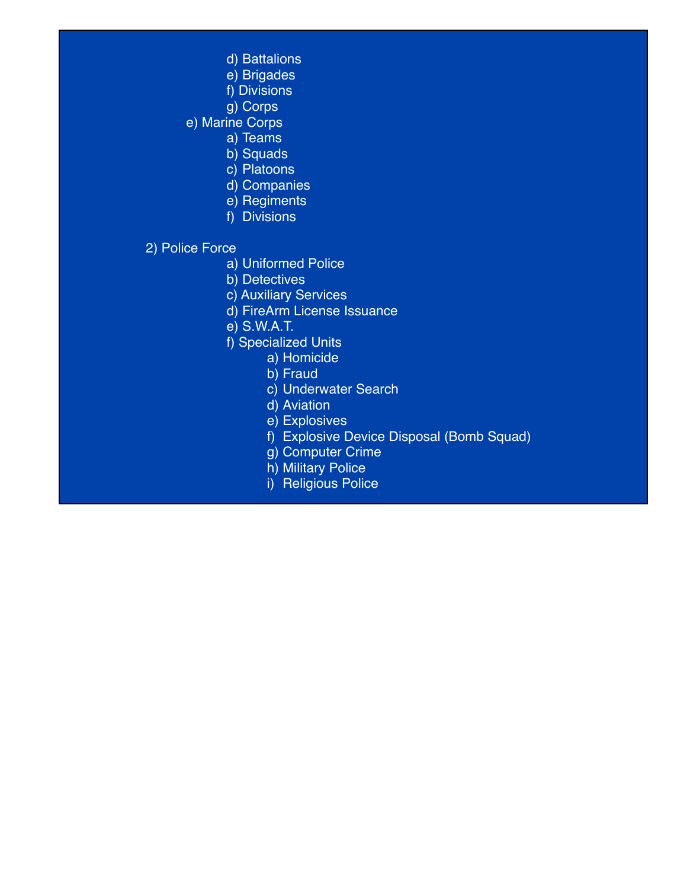- d) Battalions
    - e) Brigades
    - f) Divisions
    - g) Corps
- e) Marine Corps
    - a) Teams
    - b) Squads
    - c) Platoons
    - d) Companies
    - e) Regiments
    - f) Divisions

2) Police Force
- a) Uniformed Police
- b) Detectives
- c) Auxiliary Services
- d) FireArm License Issuance
- e) S.W.A.T.
- f) Specialized Units
    - a) Homicide
    - b) Fraud
    - c) Underwater Search
    - d) Aviation
    - e) Explosives
    - f) Explosive Device Disposal (Bomb Squad)
    - g) Computer Crime
    - h) Military Police
    - i) Religious Police